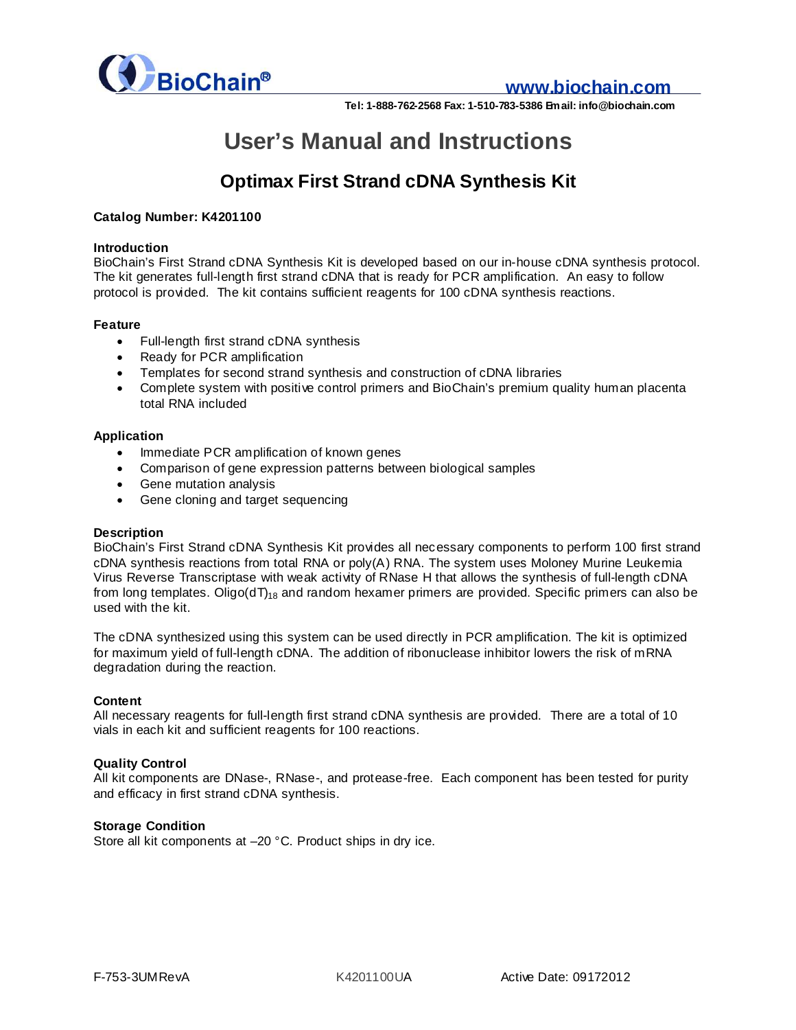# User's Manual and Instructions

## Optimax First Strand cDNA Synthesis Kit

**Catalog Number: K4201100**

### Introduction

BioChain's First Strand cDNA Synthesis Kit is developed based on our in-house cDNA synthesis protocol. The kit generates full-length first strand cDNA that is ready for PCR amplification. An easy to follow protocol is provided. The kit contains sufficient reagents for 100 cDNA synthesis reactions.

### Feature

- Full-length first strand cDNA synthesis
- Ready for PCR amplification
- Templates for second strand synthesis and construction of cDNA libraries
- Complete system with positive control primers and BioChain's premium quality human placenta total RNA included

### Application

- Immediate PCR amplification of known genes
- Comparison of gene expression patterns between biological samples
- Gene mutation analysis
- Gene cloning and target sequencing

### Description

BioChain's First Strand cDNA Synthesis Kit provides all necessary components to perform 100 first strand cDNA synthesis reactions from total RNA or poly(A) RNA. The system uses Moloney Murine Leukemia Virus Reverse Transcriptase with weak activity of RNase H that allows the synthesis of full-length cDNA from long templates. Oligo(dT)$_{18}$ and random hexamer primers are provided. Specific primers can also be used with the kit.

The cDNA synthesized using this system can be used directly in PCR amplification. The kit is optimized for maximum yield of full-length cDNA. The addition of ribonuclease inhibitor lowers the risk of mRNA degradation during the reaction.

### Content

All necessary reagents for full-length first strand cDNA synthesis are provided. There are a total of 10 vials in each kit and sufficient reagents for 100 reactions.

### Quality Control

All kit components are DNase-, RNase-, and protease-free. Each component has been tested for purity and efficacy in first strand cDNA synthesis.

### Storage Condition

Store all kit components at –20 °C. Product ships in dry ice.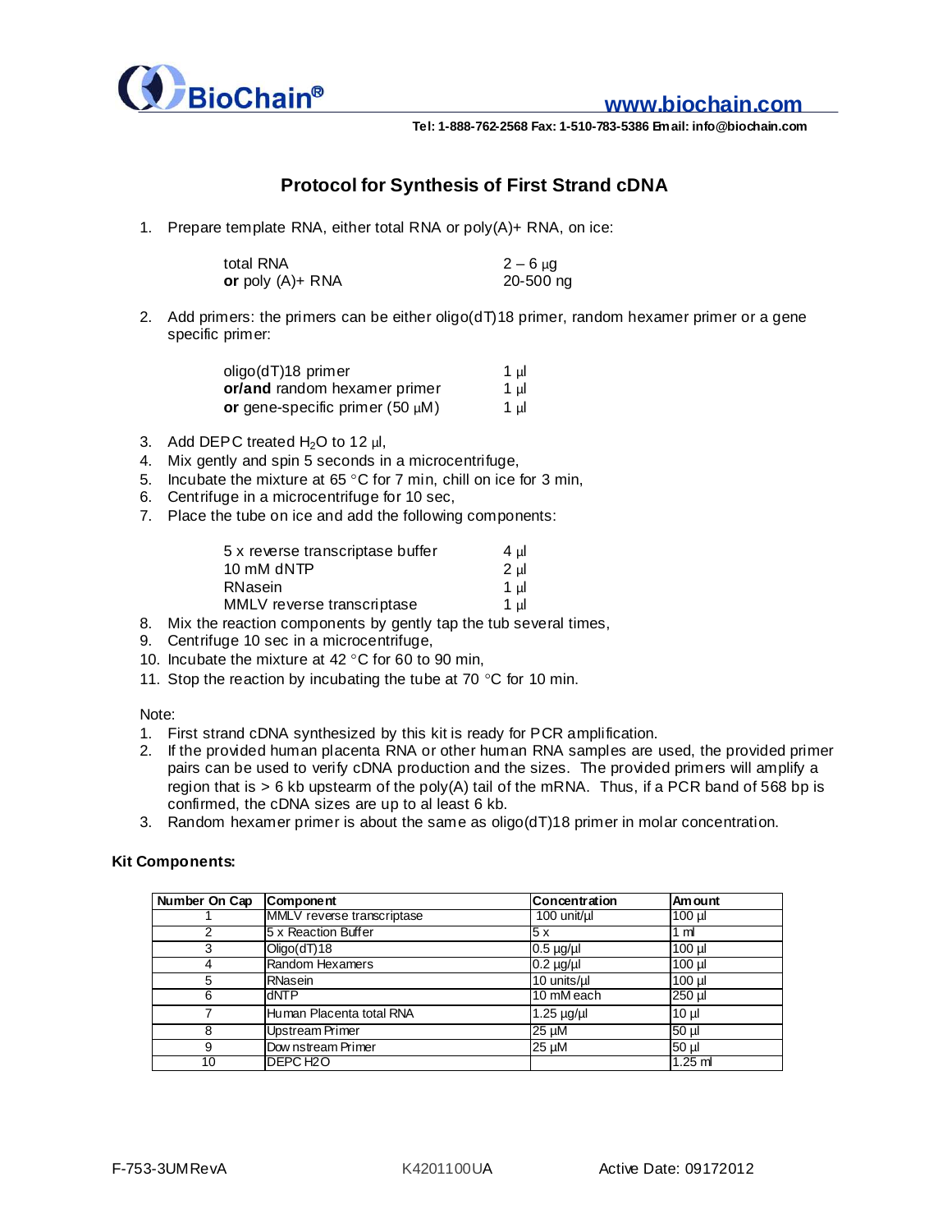# Protocol for Synthesis of First Strand cDNA

1. Prepare template RNA, either total RNA or poly(A)+ RNA, on ice:

| | |
|---|---|
| total RNA | 2 – 6 μg |
| **or** poly (A)+ RNA | 20-500 ng |

2. Add primers: the primers can be either oligo(dT)18 primer, random hexamer primer or a gene specific primer:

| | |
|---|---|
| oligo(dT)18 primer | 1 μl |
| **or/and** random hexamer primer | 1 μl |
| **or** gene-specific primer (50 μM) | 1 μl |

3. Add DEPC treated $H_2O$ to 12 μl,
4. Mix gently and spin 5 seconds in a microcentrifuge,
5. Incubate the mixture at 65 °C for 7 min, chill on ice for 3 min,
6. Centrifuge in a microcentrifuge for 10 sec,
7. Place the tube on ice and add the following components:

| | |
|---|---|
| 5 x reverse transcriptase buffer | 4 μl |
| 10 mM dNTP | 2 μl |
| RNasein | 1 μl |
| MMLV reverse transcriptase | 1 μl |

8. Mix the reaction components by gently tap the tub several times,
9. Centrifuge 10 sec in a microcentrifuge,
10. Incubate the mixture at 42 °C for 60 to 90 min,
11. Stop the reaction by incubating the tube at 70 °C for 10 min.

Note:

1. First strand cDNA synthesized by this kit is ready for PCR amplification.
2. If the provided human placenta RNA or other human RNA samples are used, the provided primer pairs can be used to verify cDNA production and the sizes. The provided primers will amplify a region that is > 6 kb upstearm of the poly(A) tail of the mRNA. Thus, if a PCR band of 568 bp is confirmed, the cDNA sizes are up to al least 6 kb.
3. Random hexamer primer is about the same as oligo(dT)18 primer in molar concentration.

**Kit Components:**

| Number On Cap | Component | Concentration | Amount |
|---|---|---|---|
| 1 | MMLV reverse transcriptase | 100 unit/μl | 100 μl |
| 2 | 5 x Reaction Buffer | 5 x | 1 ml |
| 3 | Oligo(dT)18 | 0.5 μg/μl | 100 μl |
| 4 | Random Hexamers | 0.2 μg/μl | 100 μl |
| 5 | RNasein | 10 units/μl | 100 μl |
| 6 | dNTP | 10 mM each | 250 μl |
| 7 | Human Placenta total RNA | 1.25 μg/μl | 10 μl |
| 8 | Upstream Primer | 25 μM | 50 μl |
| 9 | Downstream Primer | 25 μM | 50 μl |
| 10 | DEPC H2O | | 1.25 ml |

F-753-3UM RevA K4201100UA Active Date: 09172012